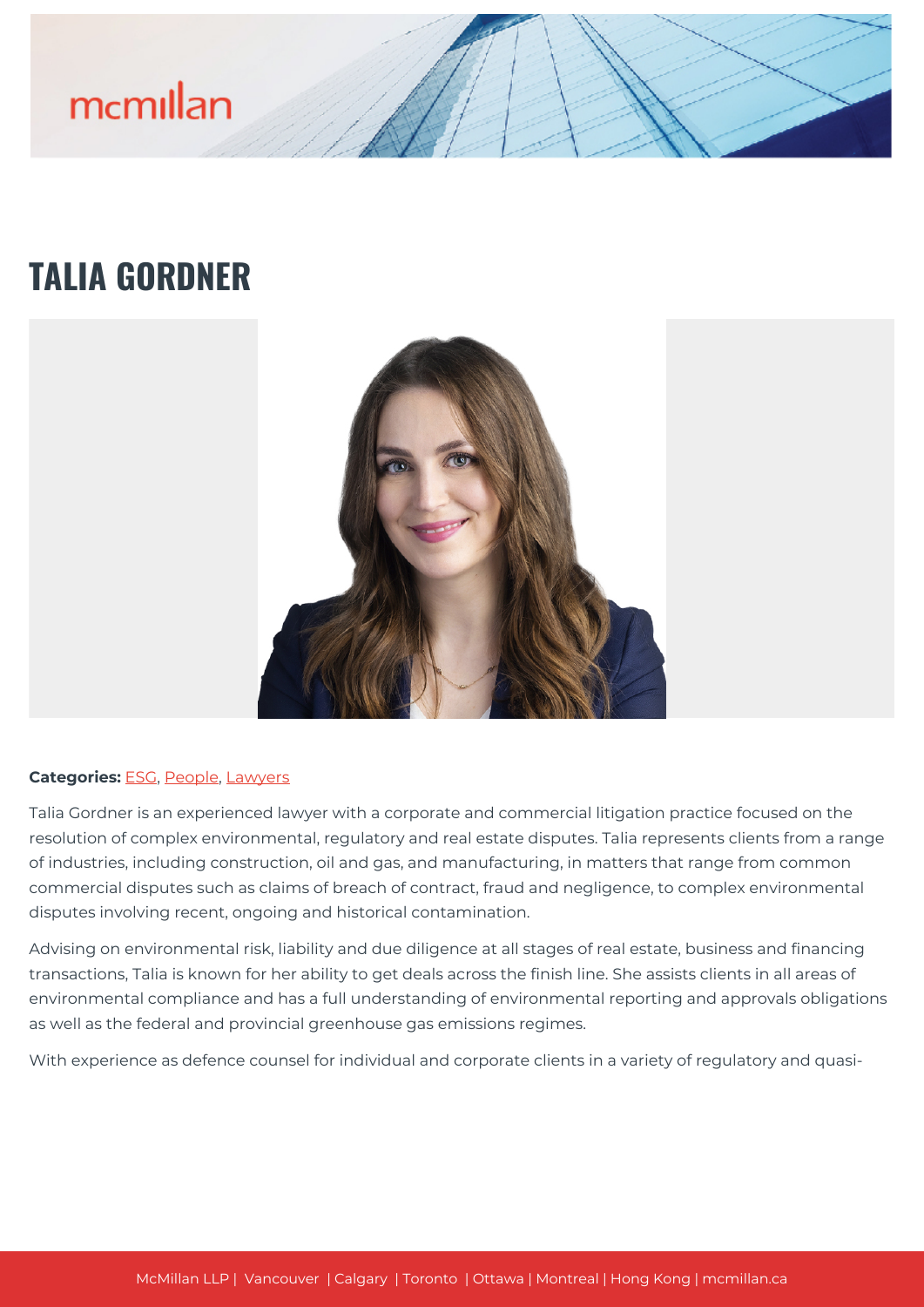# TALIA GORDNER

**Categories:** ESG, People, Lawyers

Talia Gordner is an experienced lawyer with a corporate and commercial litigation practice focused on the resolution of complex environmental, regulatory and real estate disputes. Talia represents clients from a range of industries, including construction, oil and gas, and manufacturing, in matters that range from common commercial disputes such as claims of breach of contract, fraud and negligence, to complex environmental disputes involving recent, ongoing and historical contamination.

Advising on environmental risk, liability and due diligence at all stages of real estate, business and financing transactions, Talia is known for her ability to get deals across the finish line. She assists clients in all areas of environmental compliance and has a full understanding of environmental reporting and approvals obligations as well as the federal and provincial greenhouse gas emissions regimes.

With experience as defence counsel for individual and corporate clients in a variety of regulatory and quasi-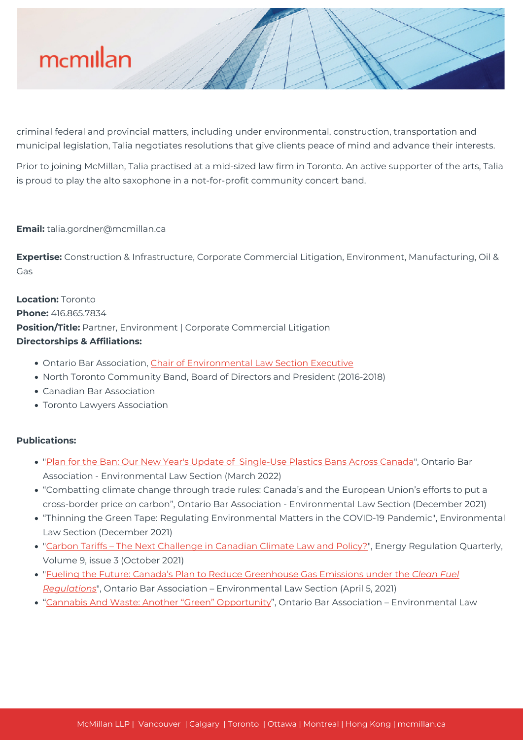criminal federal and provincial matters, including under environmental, construction, transportation and municipal legislation, Talia negotiates resolutions that give clients peace of mind and advance their interests.

Prior to joining McMillan, Talia practised at a mid-sized law firm in Toronto. An active supporter of the arts, Talia is proud to play the alto saxophone in a not-for-profit community concert band.

**Email:** talia.gordner@mcmillan.ca

**Expertise:** Construction & Infrastructure, Corporate Commercial Litigation, Environment, Manufacturing, Oil & Gas

**Location:** Toronto
**Phone:** 416.865.7834
**Position/Title:** Partner, Environment | Corporate Commercial Litigation
**Directorships & Affiliations:**

- Ontario Bar Association, Chair of Environmental Law Section Executive
- North Toronto Community Band, Board of Directors and President (2016-2018)
- Canadian Bar Association
- Toronto Lawyers Association

**Publications:**

- "Plan for the Ban: Our New Year's Update of Single-Use Plastics Bans Across Canada", Ontario Bar Association - Environmental Law Section (March 2022)
- "Combatting climate change through trade rules: Canada's and the European Union's efforts to put a cross-border price on carbon", Ontario Bar Association - Environmental Law Section (December 2021)
- "Thinning the Green Tape: Regulating Environmental Matters in the COVID-19 Pandemic", Environmental Law Section (December 2021)
- "Carbon Tariffs – The Next Challenge in Canadian Climate Law and Policy?", Energy Regulation Quarterly, Volume 9, issue 3 (October 2021)
- "Fueling the Future: Canada's Plan to Reduce Greenhouse Gas Emissions under the *Clean Fuel Regulations*", Ontario Bar Association – Environmental Law Section (April 5, 2021)
- "Cannabis And Waste: Another "Green" Opportunity", Ontario Bar Association – Environmental Law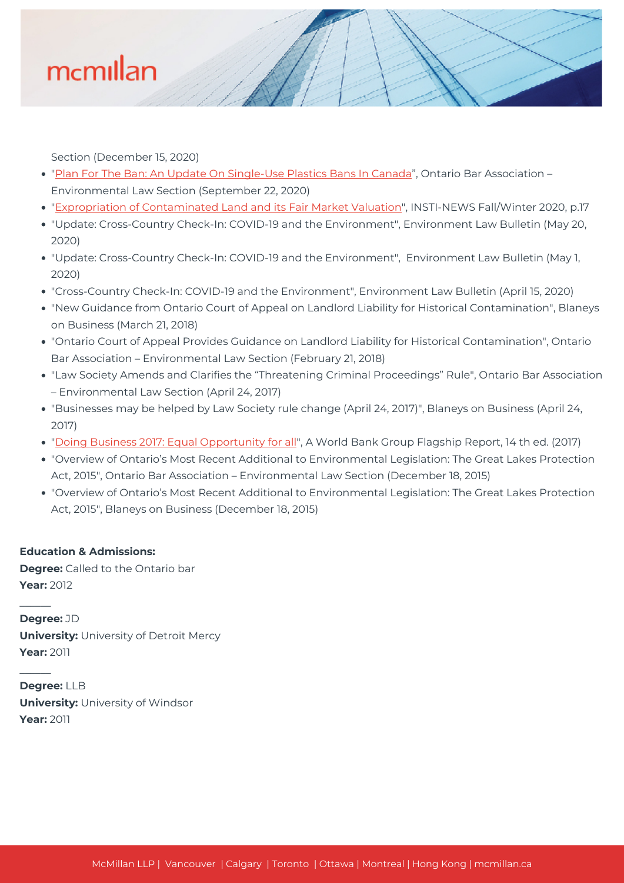Section (December 15, 2020)

- "Plan For The Ban: An Update On Single-Use Plastics Bans In Canada", Ontario Bar Association – Environmental Law Section (September 22, 2020)
- "Expropriation of Contaminated Land and its Fair Market Valuation", INSTI-NEWS Fall/Winter 2020, p.17
- "Update: Cross-Country Check-In: COVID-19 and the Environment", Environment Law Bulletin (May 20, 2020)
- "Update: Cross-Country Check-In: COVID-19 and the Environment", Environment Law Bulletin (May 1, 2020)
- "Cross-Country Check-In: COVID-19 and the Environment", Environment Law Bulletin (April 15, 2020)
- "New Guidance from Ontario Court of Appeal on Landlord Liability for Historical Contamination", Blaneys on Business (March 21, 2018)
- "Ontario Court of Appeal Provides Guidance on Landlord Liability for Historical Contamination", Ontario Bar Association – Environmental Law Section (February 21, 2018)
- "Law Society Amends and Clarifies the "Threatening Criminal Proceedings" Rule", Ontario Bar Association – Environmental Law Section (April 24, 2017)
- "Businesses may be helped by Law Society rule change (April 24, 2017)", Blaneys on Business (April 24, 2017)
- "Doing Business 2017: Equal Opportunity for all", A World Bank Group Flagship Report, 14 th ed. (2017)
- "Overview of Ontario's Most Recent Additional to Environmental Legislation: The Great Lakes Protection Act, 2015", Ontario Bar Association – Environmental Law Section (December 18, 2015)
- "Overview of Ontario's Most Recent Additional to Environmental Legislation: The Great Lakes Protection Act, 2015", Blaneys on Business (December 18, 2015)

**Education & Admissions:**
**Degree:** Called to the Ontario bar
**Year:** 2012

---

**Degree:** JD
**University:** University of Detroit Mercy
**Year:** 2011

---

**Degree:** LLB
**University:** University of Windsor
**Year:** 2011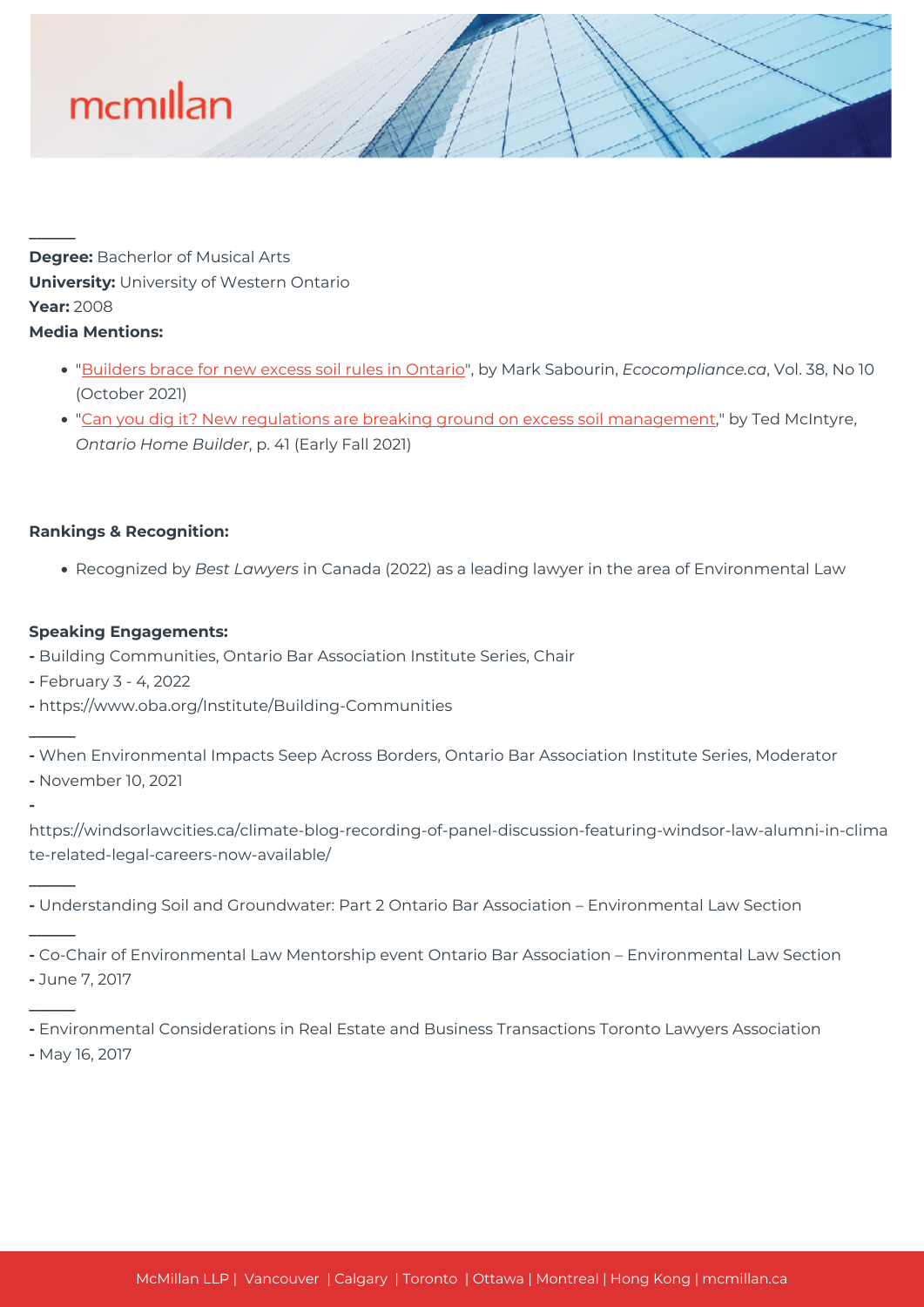**Degree:** Bacherlor of Musical Arts
**University:** University of Western Ontario
**Year:** 2008
**Media Mentions:**

- "Builders brace for new excess soil rules in Ontario", by Mark Sabourin, *Ecocompliance.ca*, Vol. 38, No 10 (October 2021)
- "Can you dig it? New regulations are breaking ground on excess soil management," by Ted McIntyre, *Ontario Home Builder*, p. 41 (Early Fall 2021)

**Rankings & Recognition:**

- Recognized by *Best Lawyers* in Canada (2022) as a leading lawyer in the area of Environmental Law

**Speaking Engagements:**

- Building Communities, Ontario Bar Association Institute Series, Chair
- February 3 - 4, 2022
- https://www.oba.org/Institute/Building-Communities

---

- When Environmental Impacts Seep Across Borders, Ontario Bar Association Institute Series, Moderator
- November 10, 2021
- https://windsorlawcities.ca/climate-blog-recording-of-panel-discussion-featuring-windsor-law-alumni-in-climate-related-legal-careers-now-available/

---

- Understanding Soil and Groundwater: Part 2 Ontario Bar Association – Environmental Law Section

---

- Co-Chair of Environmental Law Mentorship event Ontario Bar Association – Environmental Law Section
- June 7, 2017

---

- Environmental Considerations in Real Estate and Business Transactions Toronto Lawyers Association
- May 16, 2017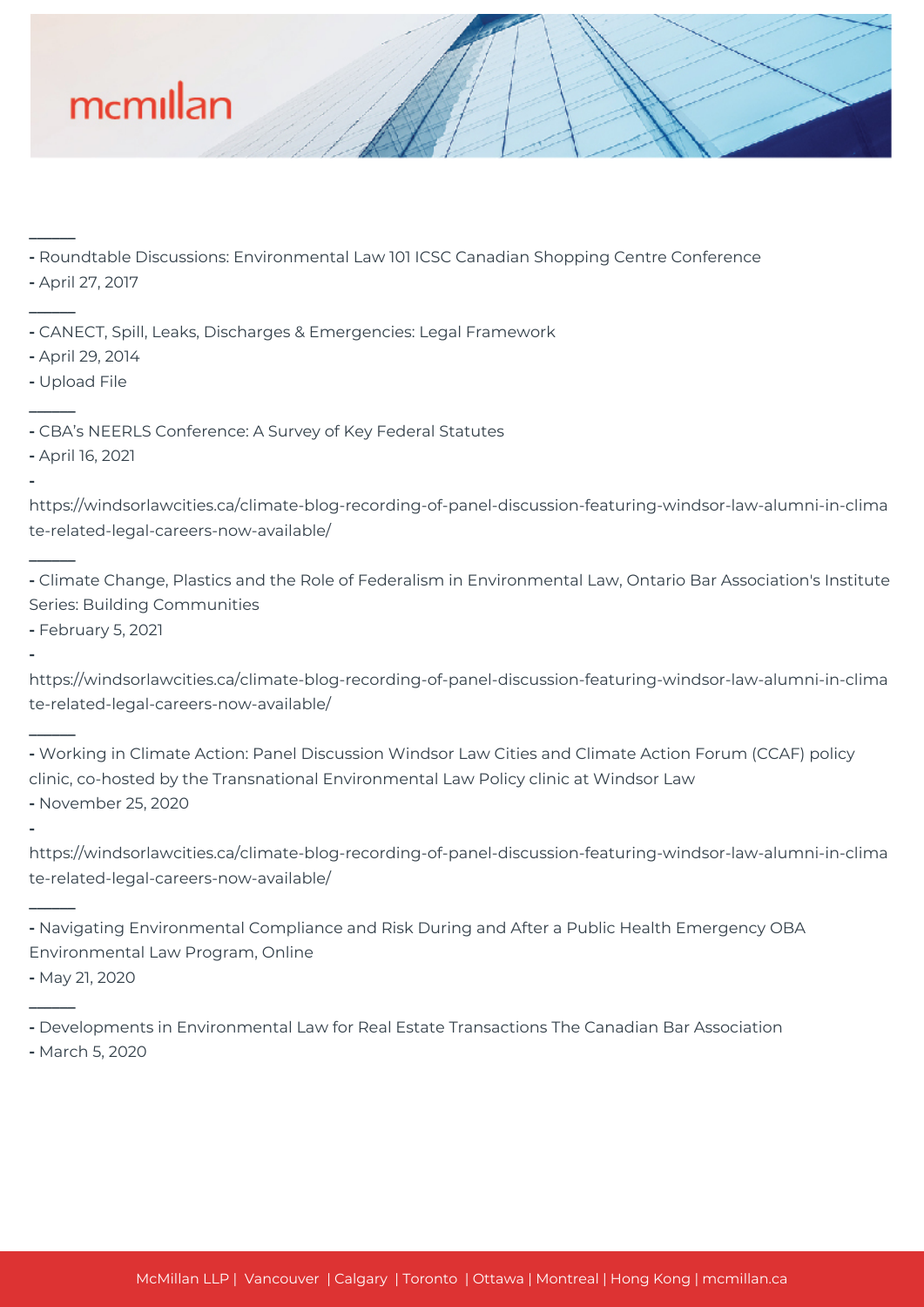---

- Roundtable Discussions: Environmental Law 101 ICSC Canadian Shopping Centre Conference
- April 27, 2017

---

- CANECT, Spill, Leaks, Discharges & Emergencies: Legal Framework
- April 29, 2014
- Upload File

---

- CBA's NEERLS Conference: A Survey of Key Federal Statutes
- April 16, 2021
- https://windsorlawcities.ca/climate-blog-recording-of-panel-discussion-featuring-windsor-law-alumni-in-climate-related-legal-careers-now-available/

---

- Climate Change, Plastics and the Role of Federalism in Environmental Law, Ontario Bar Association's Institute Series: Building Communities
- February 5, 2021
- https://windsorlawcities.ca/climate-blog-recording-of-panel-discussion-featuring-windsor-law-alumni-in-climate-related-legal-careers-now-available/

---

- Working in Climate Action: Panel Discussion Windsor Law Cities and Climate Action Forum (CCAF) policy clinic, co-hosted by the Transnational Environmental Law Policy clinic at Windsor Law
- November 25, 2020
- https://windsorlawcities.ca/climate-blog-recording-of-panel-discussion-featuring-windsor-law-alumni-in-climate-related-legal-careers-now-available/

---

- Navigating Environmental Compliance and Risk During and After a Public Health Emergency OBA Environmental Law Program, Online
- May 21, 2020

---

- Developments in Environmental Law for Real Estate Transactions The Canadian Bar Association
- March 5, 2020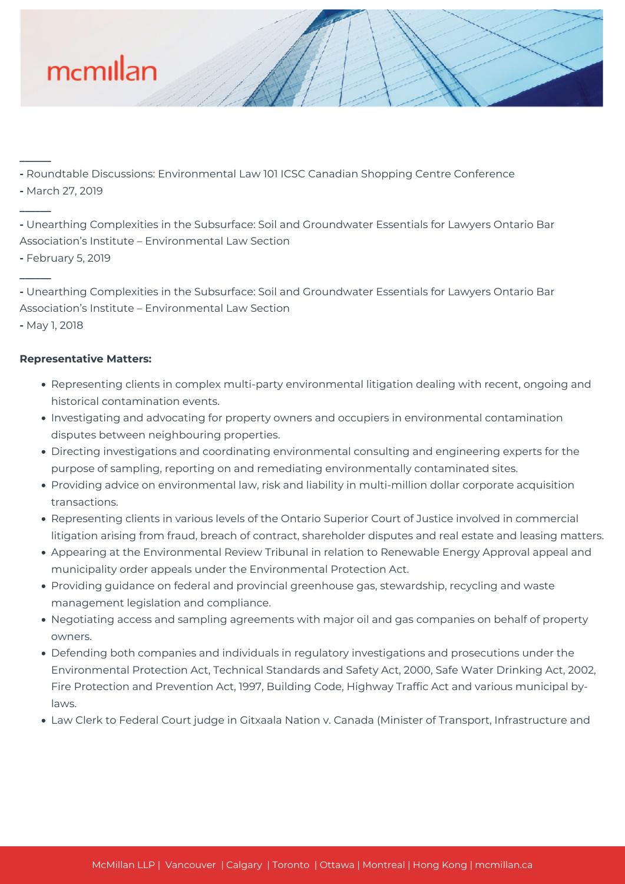- Roundtable Discussions: Environmental Law 101 ICSC Canadian Shopping Centre Conference
- March 27, 2019

- Unearthing Complexities in the Subsurface: Soil and Groundwater Essentials for Lawyers Ontario Bar Association's Institute – Environmental Law Section
- February 5, 2019

- Unearthing Complexities in the Subsurface: Soil and Groundwater Essentials for Lawyers Ontario Bar Association's Institute – Environmental Law Section
- May 1, 2018

**Representative Matters:**

- Representing clients in complex multi-party environmental litigation dealing with recent, ongoing and historical contamination events.
- Investigating and advocating for property owners and occupiers in environmental contamination disputes between neighbouring properties.
- Directing investigations and coordinating environmental consulting and engineering experts for the purpose of sampling, reporting on and remediating environmentally contaminated sites.
- Providing advice on environmental law, risk and liability in multi-million dollar corporate acquisition transactions.
- Representing clients in various levels of the Ontario Superior Court of Justice involved in commercial litigation arising from fraud, breach of contract, shareholder disputes and real estate and leasing matters.
- Appearing at the Environmental Review Tribunal in relation to Renewable Energy Approval appeal and municipality order appeals under the Environmental Protection Act.
- Providing guidance on federal and provincial greenhouse gas, stewardship, recycling and waste management legislation and compliance.
- Negotiating access and sampling agreements with major oil and gas companies on behalf of property owners.
- Defending both companies and individuals in regulatory investigations and prosecutions under the Environmental Protection Act, Technical Standards and Safety Act, 2000, Safe Water Drinking Act, 2002, Fire Protection and Prevention Act, 1997, Building Code, Highway Traffic Act and various municipal by-laws.
- Law Clerk to Federal Court judge in Gitxaala Nation v. Canada (Minister of Transport, Infrastructure and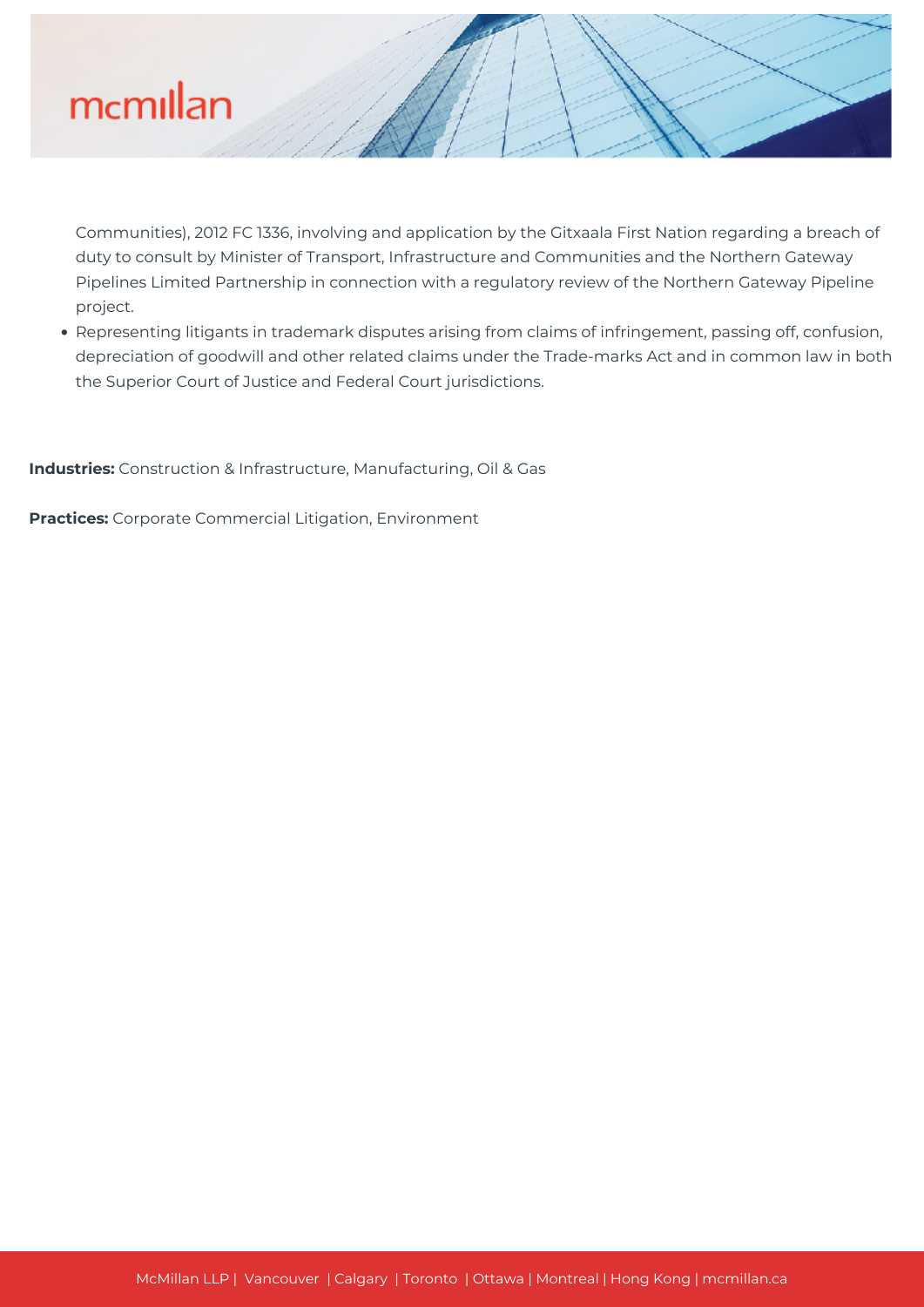Communities), 2012 FC 1336, involving and application by the Gitxaala First Nation regarding a breach of duty to consult by Minister of Transport, Infrastructure and Communities and the Northern Gateway Pipelines Limited Partnership in connection with a regulatory review of the Northern Gateway Pipeline project.

- Representing litigants in trademark disputes arising from claims of infringement, passing off, confusion, depreciation of goodwill and other related claims under the Trade-marks Act and in common law in both the Superior Court of Justice and Federal Court jurisdictions.

**Industries:** Construction & Infrastructure, Manufacturing, Oil & Gas

**Practices:** Corporate Commercial Litigation, Environment